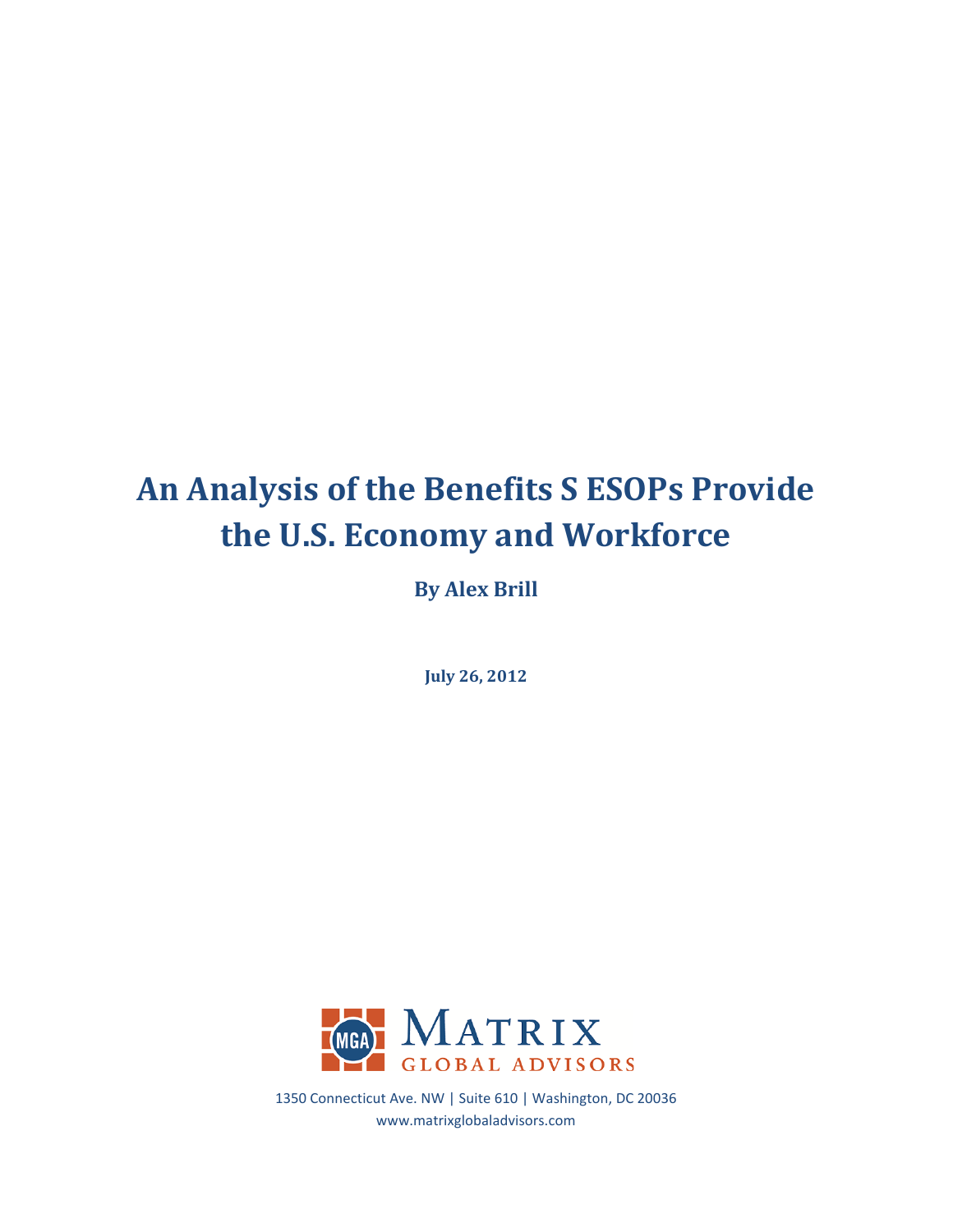# An Analysis of the Benefits S ESOPs Provide the U.S. Economy and Workforce

**By Alex Brill**

**July 26, 2012**

MGA Matrix Global Advisors

1350 Connecticut Ave. NW | Suite 610 | Washington, DC 20036
www.matrixglobaladvisors.com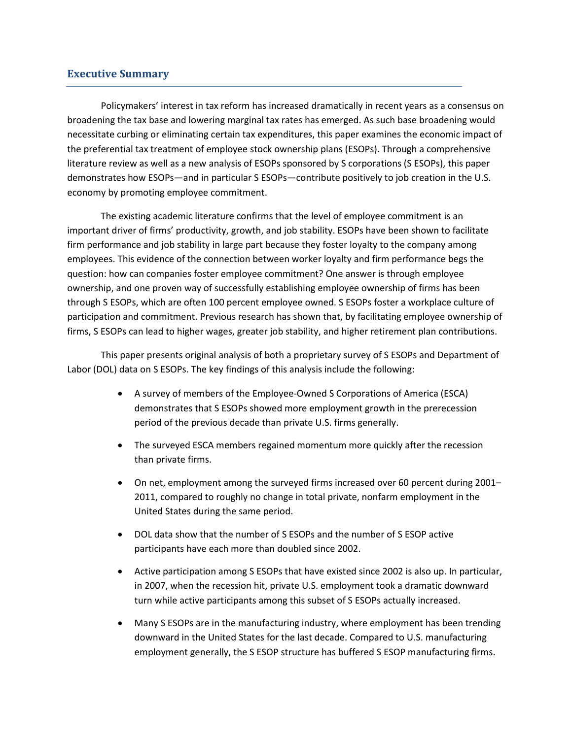## Executive Summary

Policymakers' interest in tax reform has increased dramatically in recent years as a consensus on broadening the tax base and lowering marginal tax rates has emerged. As such base broadening would necessitate curbing or eliminating certain tax expenditures, this paper examines the economic impact of the preferential tax treatment of employee stock ownership plans (ESOPs). Through a comprehensive literature review as well as a new analysis of ESOPs sponsored by S corporations (S ESOPs), this paper demonstrates how ESOPs—and in particular S ESOPs—contribute positively to job creation in the U.S. economy by promoting employee commitment.

The existing academic literature confirms that the level of employee commitment is an important driver of firms' productivity, growth, and job stability. ESOPs have been shown to facilitate firm performance and job stability in large part because they foster loyalty to the company among employees. This evidence of the connection between worker loyalty and firm performance begs the question: how can companies foster employee commitment? One answer is through employee ownership, and one proven way of successfully establishing employee ownership of firms has been through S ESOPs, which are often 100 percent employee owned. S ESOPs foster a workplace culture of participation and commitment. Previous research has shown that, by facilitating employee ownership of firms, S ESOPs can lead to higher wages, greater job stability, and higher retirement plan contributions.

This paper presents original analysis of both a proprietary survey of S ESOPs and Department of Labor (DOL) data on S ESOPs. The key findings of this analysis include the following:

- A survey of members of the Employee-Owned S Corporations of America (ESCA) demonstrates that S ESOPs showed more employment growth in the prerecession period of the previous decade than private U.S. firms generally.
- The surveyed ESCA members regained momentum more quickly after the recession than private firms.
- On net, employment among the surveyed firms increased over 60 percent during 2001–2011, compared to roughly no change in total private, nonfarm employment in the United States during the same period.
- DOL data show that the number of S ESOPs and the number of S ESOP active participants have each more than doubled since 2002.
- Active participation among S ESOPs that have existed since 2002 is also up. In particular, in 2007, when the recession hit, private U.S. employment took a dramatic downward turn while active participants among this subset of S ESOPs actually increased.
- Many S ESOPs are in the manufacturing industry, where employment has been trending downward in the United States for the last decade. Compared to U.S. manufacturing employment generally, the S ESOP structure has buffered S ESOP manufacturing firms.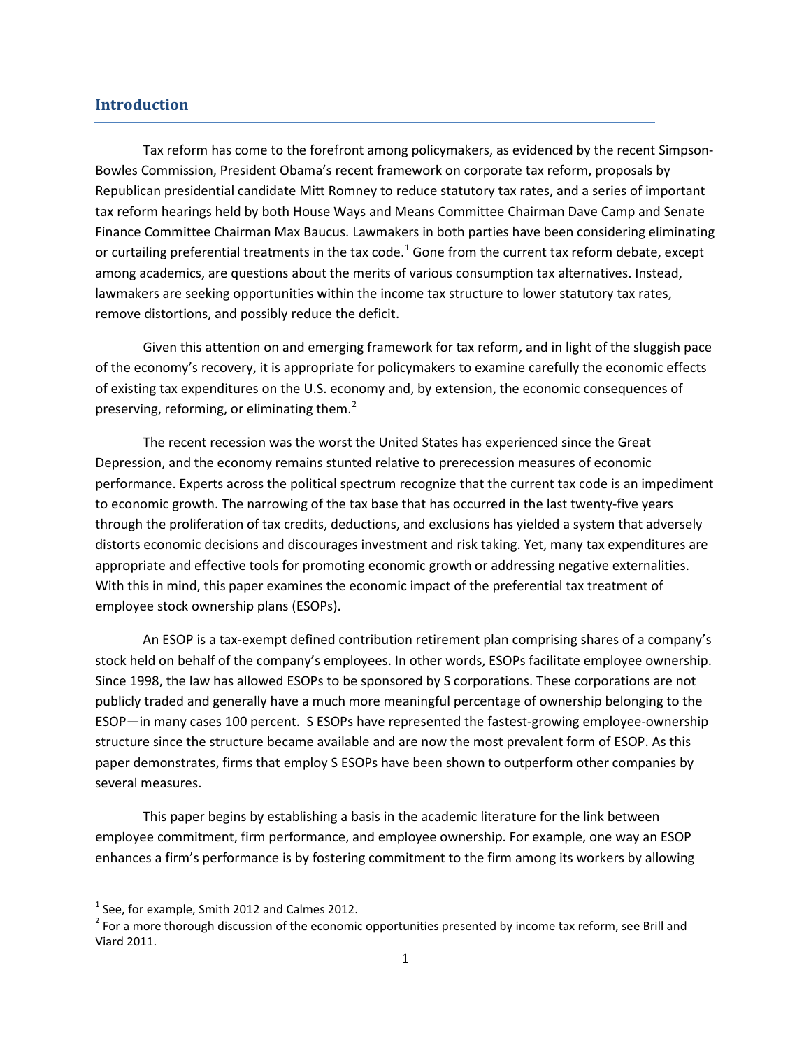## Introduction

Tax reform has come to the forefront among policymakers, as evidenced by the recent Simpson-Bowles Commission, President Obama's recent framework on corporate tax reform, proposals by Republican presidential candidate Mitt Romney to reduce statutory tax rates, and a series of important tax reform hearings held by both House Ways and Means Committee Chairman Dave Camp and Senate Finance Committee Chairman Max Baucus. Lawmakers in both parties have been considering eliminating or curtailing preferential treatments in the tax code.[1] Gone from the current tax reform debate, except among academics, are questions about the merits of various consumption tax alternatives. Instead, lawmakers are seeking opportunities within the income tax structure to lower statutory tax rates, remove distortions, and possibly reduce the deficit.

Given this attention on and emerging framework for tax reform, and in light of the sluggish pace of the economy's recovery, it is appropriate for policymakers to examine carefully the economic effects of existing tax expenditures on the U.S. economy and, by extension, the economic consequences of preserving, reforming, or eliminating them.[2]

The recent recession was the worst the United States has experienced since the Great Depression, and the economy remains stunted relative to prerecession measures of economic performance. Experts across the political spectrum recognize that the current tax code is an impediment to economic growth. The narrowing of the tax base that has occurred in the last twenty-five years through the proliferation of tax credits, deductions, and exclusions has yielded a system that adversely distorts economic decisions and discourages investment and risk taking. Yet, many tax expenditures are appropriate and effective tools for promoting economic growth or addressing negative externalities. With this in mind, this paper examines the economic impact of the preferential tax treatment of employee stock ownership plans (ESOPs).

An ESOP is a tax-exempt defined contribution retirement plan comprising shares of a company's stock held on behalf of the company's employees. In other words, ESOPs facilitate employee ownership. Since 1998, the law has allowed ESOPs to be sponsored by S corporations. These corporations are not publicly traded and generally have a much more meaningful percentage of ownership belonging to the ESOP—in many cases 100 percent. S ESOPs have represented the fastest-growing employee-ownership structure since the structure became available and are now the most prevalent form of ESOP. As this paper demonstrates, firms that employ S ESOPs have been shown to outperform other companies by several measures.

This paper begins by establishing a basis in the academic literature for the link between employee commitment, firm performance, and employee ownership. For example, one way an ESOP enhances a firm's performance is by fostering commitment to the firm among its workers by allowing

[1] See, for example, Smith 2012 and Calmes 2012.

[2] For a more thorough discussion of the economic opportunities presented by income tax reform, see Brill and Viard 2011.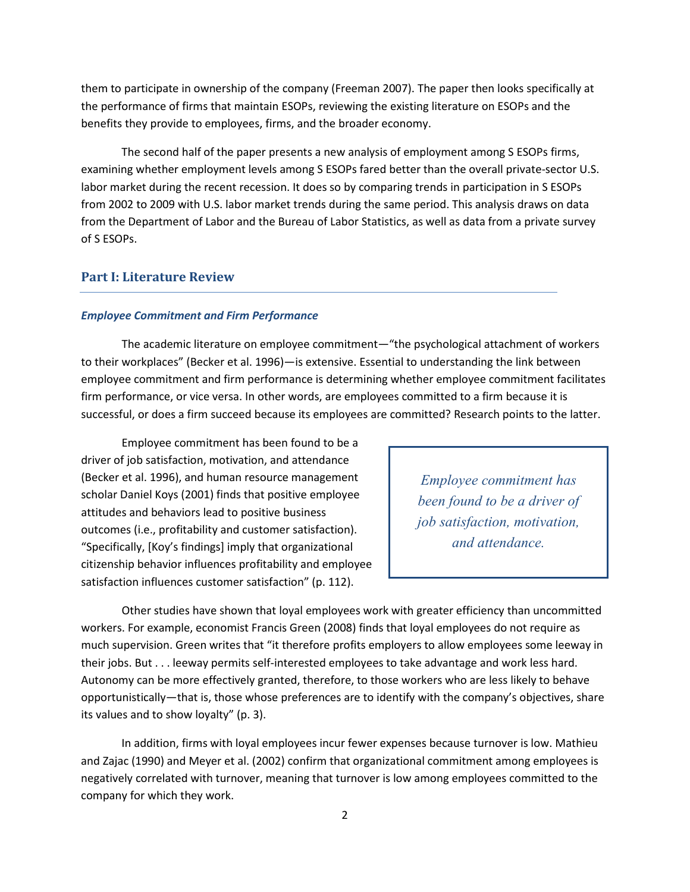them to participate in ownership of the company (Freeman 2007). The paper then looks specifically at the performance of firms that maintain ESOPs, reviewing the existing literature on ESOPs and the benefits they provide to employees, firms, and the broader economy.

The second half of the paper presents a new analysis of employment among S ESOPs firms, examining whether employment levels among S ESOPs fared better than the overall private-sector U.S. labor market during the recent recession. It does so by comparing trends in participation in S ESOPs from 2002 to 2009 with U.S. labor market trends during the same period. This analysis draws on data from the Department of Labor and the Bureau of Labor Statistics, as well as data from a private survey of S ESOPs.

## Part I: Literature Review

### *Employee Commitment and Firm Performance*

The academic literature on employee commitment—"the psychological attachment of workers to their workplaces" (Becker et al. 1996)—is extensive. Essential to understanding the link between employee commitment and firm performance is determining whether employee commitment facilitates firm performance, or vice versa. In other words, are employees committed to a firm because it is successful, or does a firm succeed because its employees are committed? Research points to the latter.

Employee commitment has been found to be a driver of job satisfaction, motivation, and attendance (Becker et al. 1996), and human resource management scholar Daniel Koys (2001) finds that positive employee attitudes and behaviors lead to positive business outcomes (i.e., profitability and customer satisfaction). "Specifically, [Koy's findings] imply that organizational citizenship behavior influences profitability and employee satisfaction influences customer satisfaction" (p. 112).

> *Employee commitment has been found to be a driver of job satisfaction, motivation, and attendance.*

Other studies have shown that loyal employees work with greater efficiency than uncommitted workers. For example, economist Francis Green (2008) finds that loyal employees do not require as much supervision. Green writes that "it therefore profits employers to allow employees some leeway in their jobs. But . . . leeway permits self-interested employees to take advantage and work less hard. Autonomy can be more effectively granted, therefore, to those workers who are less likely to behave opportunistically—that is, those whose preferences are to identify with the company's objectives, share its values and to show loyalty" (p. 3).

In addition, firms with loyal employees incur fewer expenses because turnover is low. Mathieu and Zajac (1990) and Meyer et al. (2002) confirm that organizational commitment among employees is negatively correlated with turnover, meaning that turnover is low among employees committed to the company for which they work.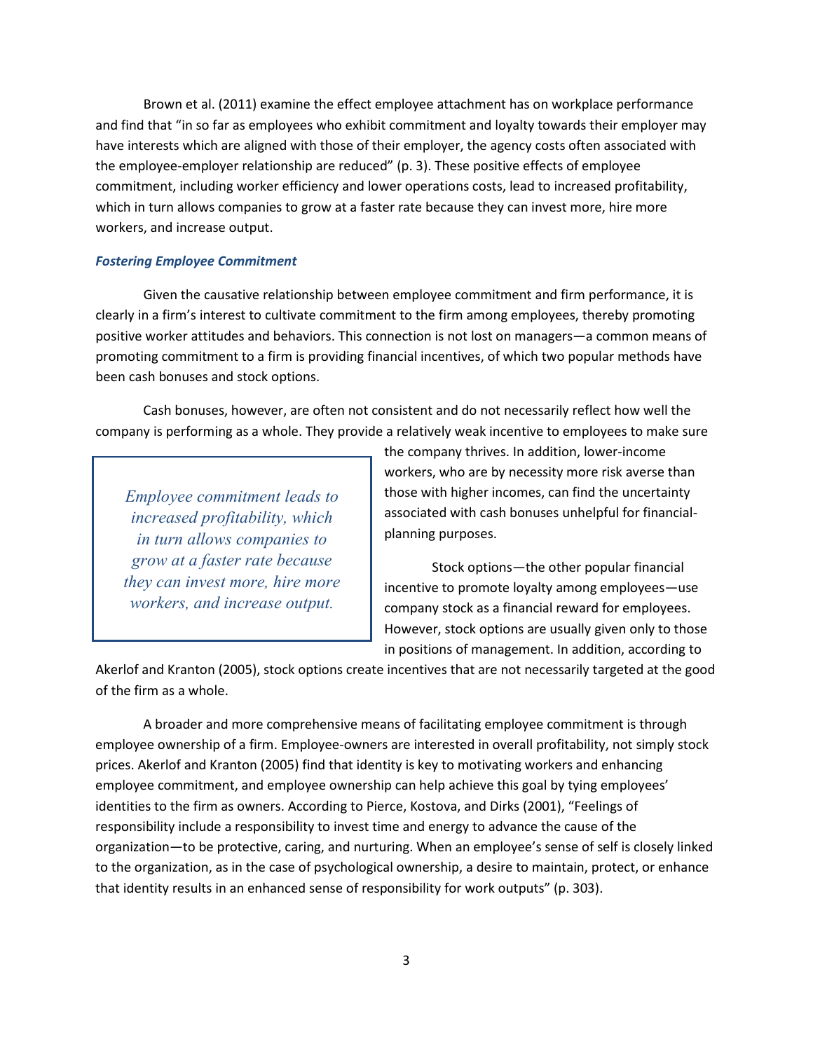Brown et al. (2011) examine the effect employee attachment has on workplace performance and find that "in so far as employees who exhibit commitment and loyalty towards their employer may have interests which are aligned with those of their employer, the agency costs often associated with the employee-employer relationship are reduced" (p. 3). These positive effects of employee commitment, including worker efficiency and lower operations costs, lead to increased profitability, which in turn allows companies to grow at a faster rate because they can invest more, hire more workers, and increase output.

### *Fostering Employee Commitment*

Given the causative relationship between employee commitment and firm performance, it is clearly in a firm's interest to cultivate commitment to the firm among employees, thereby promoting positive worker attitudes and behaviors. This connection is not lost on managers—a common means of promoting commitment to a firm is providing financial incentives, of which two popular methods have been cash bonuses and stock options.

Cash bonuses, however, are often not consistent and do not necessarily reflect how well the company is performing as a whole. They provide a relatively weak incentive to employees to make sure the company thrives. In addition, lower-income workers, who are by necessity more risk averse than those with higher incomes, can find the uncertainty associated with cash bonuses unhelpful for financial-planning purposes.

> *Employee commitment leads to increased profitability, which in turn allows companies to grow at a faster rate because they can invest more, hire more workers, and increase output.*

Stock options—the other popular financial incentive to promote loyalty among employees—use company stock as a financial reward for employees. However, stock options are usually given only to those in positions of management. In addition, according to Akerlof and Kranton (2005), stock options create incentives that are not necessarily targeted at the good of the firm as a whole.

A broader and more comprehensive means of facilitating employee commitment is through employee ownership of a firm. Employee-owners are interested in overall profitability, not simply stock prices. Akerlof and Kranton (2005) find that identity is key to motivating workers and enhancing employee commitment, and employee ownership can help achieve this goal by tying employees' identities to the firm as owners. According to Pierce, Kostova, and Dirks (2001), "Feelings of responsibility include a responsibility to invest time and energy to advance the cause of the organization—to be protective, caring, and nurturing. When an employee's sense of self is closely linked to the organization, as in the case of psychological ownership, a desire to maintain, protect, or enhance that identity results in an enhanced sense of responsibility for work outputs" (p. 303).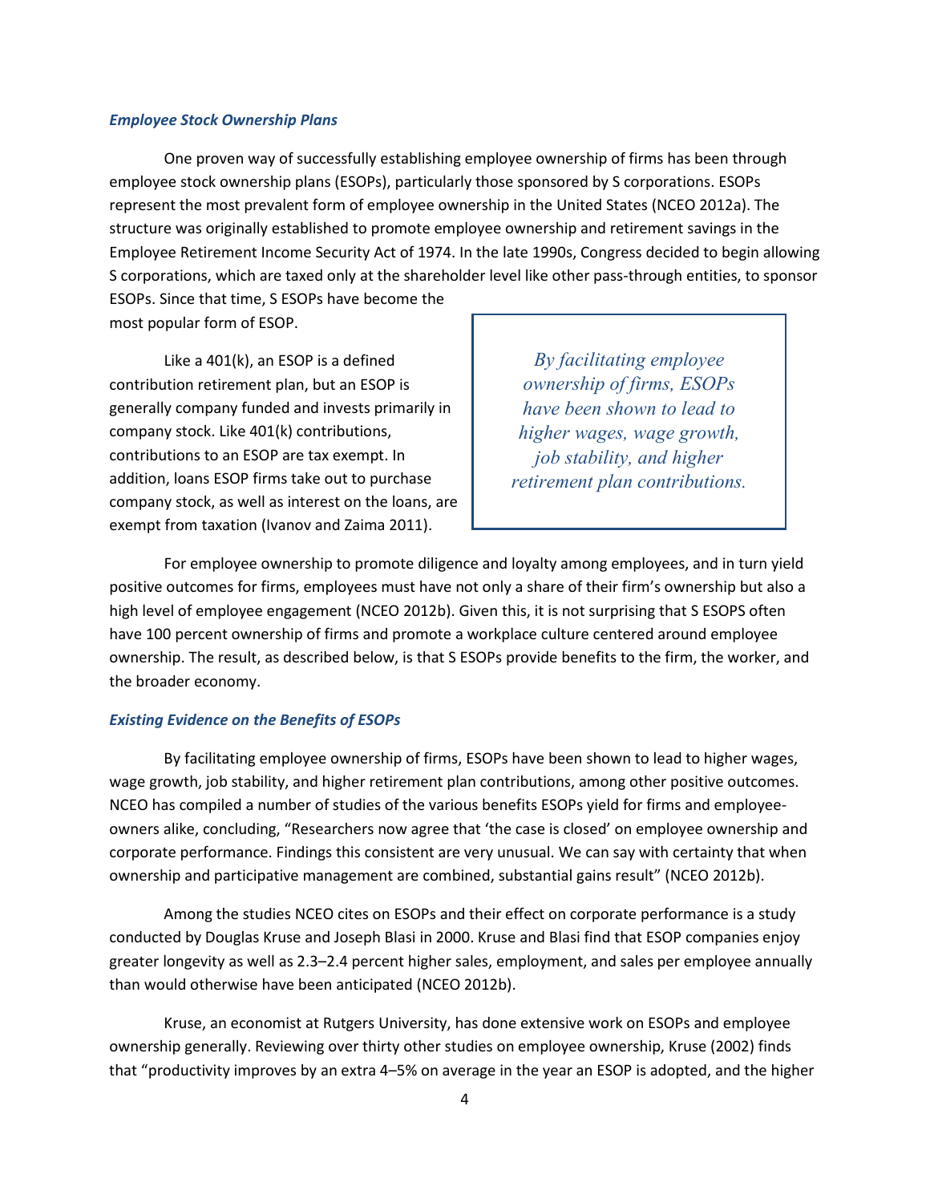### *Employee Stock Ownership Plans*

One proven way of successfully establishing employee ownership of firms has been through employee stock ownership plans (ESOPs), particularly those sponsored by S corporations. ESOPs represent the most prevalent form of employee ownership in the United States (NCEO 2012a). The structure was originally established to promote employee ownership and retirement savings in the Employee Retirement Income Security Act of 1974. In the late 1990s, Congress decided to begin allowing S corporations, which are taxed only at the shareholder level like other pass-through entities, to sponsor ESOPs. Since that time, S ESOPs have become the most popular form of ESOP.

Like a 401(k), an ESOP is a defined contribution retirement plan, but an ESOP is generally company funded and invests primarily in company stock. Like 401(k) contributions, contributions to an ESOP are tax exempt. In addition, loans ESOP firms take out to purchase company stock, as well as interest on the loans, are exempt from taxation (Ivanov and Zaima 2011).

> *By facilitating employee ownership of firms, ESOPs have been shown to lead to higher wages, wage growth, job stability, and higher retirement plan contributions.*

For employee ownership to promote diligence and loyalty among employees, and in turn yield positive outcomes for firms, employees must have not only a share of their firm's ownership but also a high level of employee engagement (NCEO 2012b). Given this, it is not surprising that S ESOPS often have 100 percent ownership of firms and promote a workplace culture centered around employee ownership. The result, as described below, is that S ESOPs provide benefits to the firm, the worker, and the broader economy.

### *Existing Evidence on the Benefits of ESOPs*

By facilitating employee ownership of firms, ESOPs have been shown to lead to higher wages, wage growth, job stability, and higher retirement plan contributions, among other positive outcomes. NCEO has compiled a number of studies of the various benefits ESOPs yield for firms and employee-owners alike, concluding, "Researchers now agree that 'the case is closed' on employee ownership and corporate performance. Findings this consistent are very unusual. We can say with certainty that when ownership and participative management are combined, substantial gains result" (NCEO 2012b).

Among the studies NCEO cites on ESOPs and their effect on corporate performance is a study conducted by Douglas Kruse and Joseph Blasi in 2000. Kruse and Blasi find that ESOP companies enjoy greater longevity as well as 2.3–2.4 percent higher sales, employment, and sales per employee annually than would otherwise have been anticipated (NCEO 2012b).

Kruse, an economist at Rutgers University, has done extensive work on ESOPs and employee ownership generally. Reviewing over thirty other studies on employee ownership, Kruse (2002) finds that "productivity improves by an extra 4–5% on average in the year an ESOP is adopted, and the higher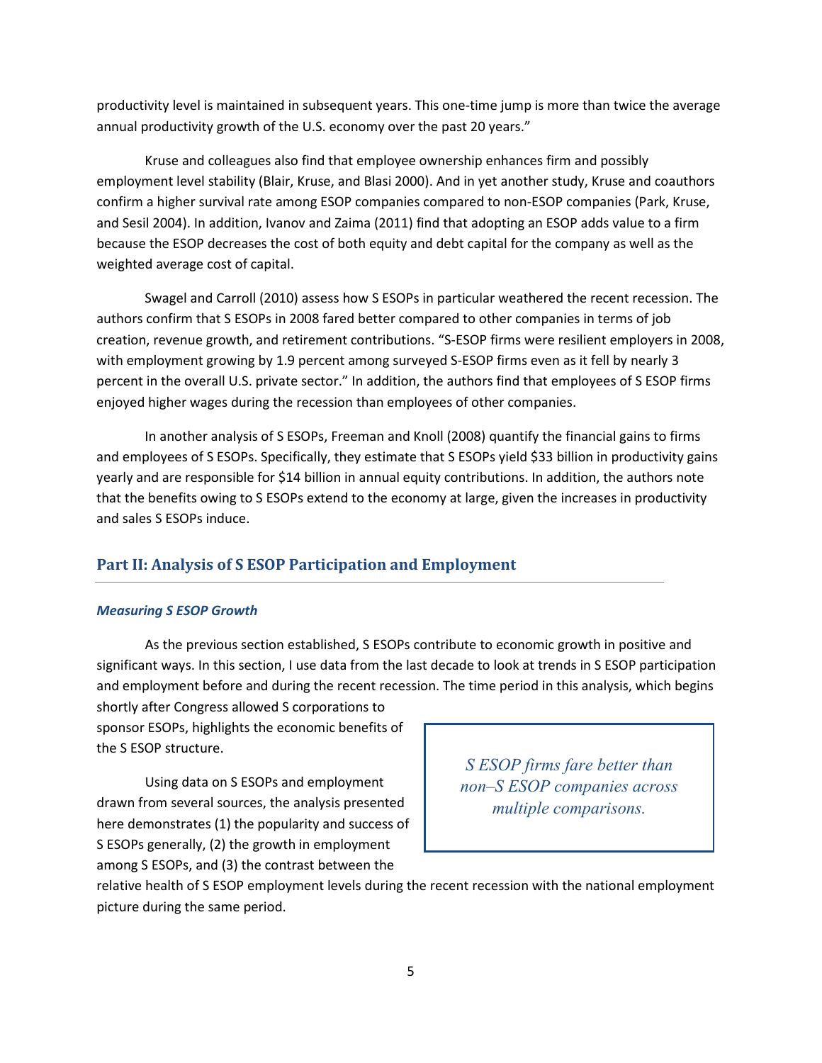productivity level is maintained in subsequent years. This one-time jump is more than twice the average annual productivity growth of the U.S. economy over the past 20 years."

Kruse and colleagues also find that employee ownership enhances firm and possibly employment level stability (Blair, Kruse, and Blasi 2000). And in yet another study, Kruse and coauthors confirm a higher survival rate among ESOP companies compared to non-ESOP companies (Park, Kruse, and Sesil 2004). In addition, Ivanov and Zaima (2011) find that adopting an ESOP adds value to a firm because the ESOP decreases the cost of both equity and debt capital for the company as well as the weighted average cost of capital.

Swagel and Carroll (2010) assess how S ESOPs in particular weathered the recent recession. The authors confirm that S ESOPs in 2008 fared better compared to other companies in terms of job creation, revenue growth, and retirement contributions. "S-ESOP firms were resilient employers in 2008, with employment growing by 1.9 percent among surveyed S-ESOP firms even as it fell by nearly 3 percent in the overall U.S. private sector." In addition, the authors find that employees of S ESOP firms enjoyed higher wages during the recession than employees of other companies.

In another analysis of S ESOPs, Freeman and Knoll (2008) quantify the financial gains to firms and employees of S ESOPs. Specifically, they estimate that S ESOPs yield $33 billion in productivity gains yearly and are responsible for $14 billion in annual equity contributions. In addition, the authors note that the benefits owing to S ESOPs extend to the economy at large, given the increases in productivity and sales S ESOPs induce.

## Part II: Analysis of S ESOP Participation and Employment

### *Measuring S ESOP Growth*

As the previous section established, S ESOPs contribute to economic growth in positive and significant ways. In this section, I use data from the last decade to look at trends in S ESOP participation and employment before and during the recent recession. The time period in this analysis, which begins shortly after Congress allowed S corporations to sponsor ESOPs, highlights the economic benefits of the S ESOP structure.

Using data on S ESOPs and employment drawn from several sources, the analysis presented here demonstrates (1) the popularity and success of S ESOPs generally, (2) the growth in employment among S ESOPs, and (3) the contrast between the relative health of S ESOP employment levels during the recent recession with the national employment picture during the same period.

> *S ESOP firms fare better than non–S ESOP companies across multiple comparisons.*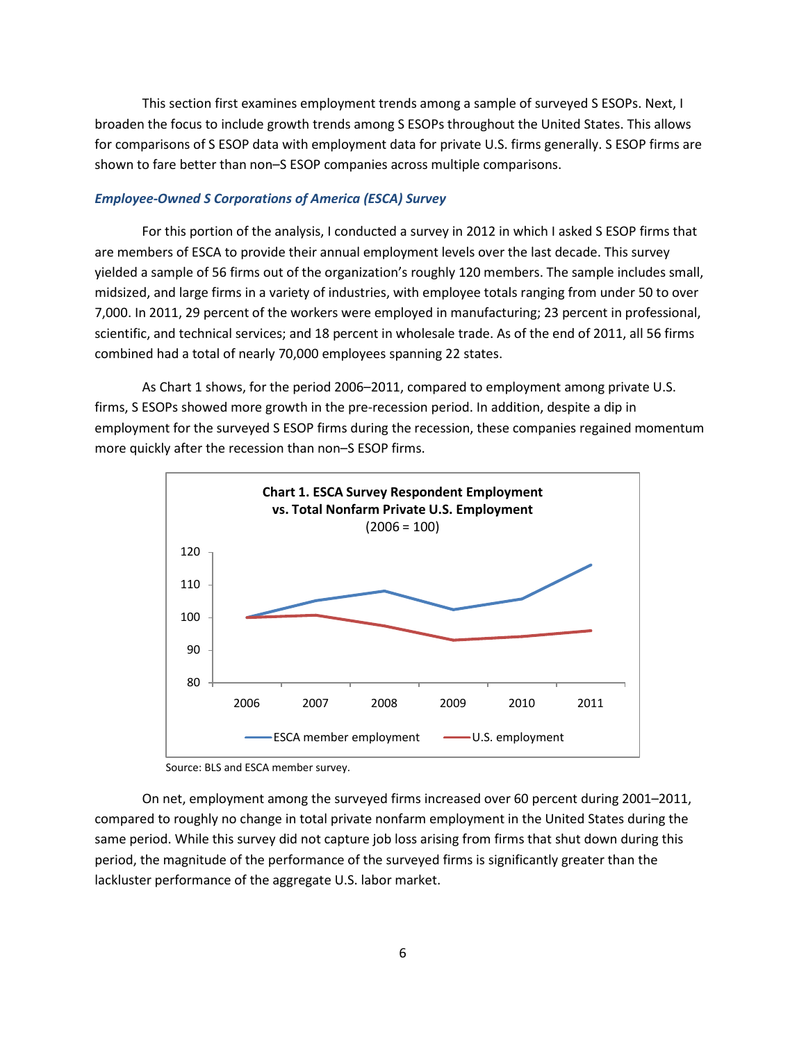This section first examines employment trends among a sample of surveyed S ESOPs. Next, I broaden the focus to include growth trends among S ESOPs throughout the United States. This allows for comparisons of S ESOP data with employment data for private U.S. firms generally. S ESOP firms are shown to fare better than non–S ESOP companies across multiple comparisons.

### *Employee-Owned S Corporations of America (ESCA) Survey*

For this portion of the analysis, I conducted a survey in 2012 in which I asked S ESOP firms that are members of ESCA to provide their annual employment levels over the last decade. This survey yielded a sample of 56 firms out of the organization's roughly 120 members. The sample includes small, midsized, and large firms in a variety of industries, with employee totals ranging from under 50 to over 7,000. In 2011, 29 percent of the workers were employed in manufacturing; 23 percent in professional, scientific, and technical services; and 18 percent in wholesale trade. As of the end of 2011, all 56 firms combined had a total of nearly 70,000 employees spanning 22 states.

As Chart 1 shows, for the period 2006–2011, compared to employment among private U.S. firms, S ESOPs showed more growth in the pre-recession period. In addition, despite a dip in employment for the surveyed S ESOP firms during the recession, these companies regained momentum more quickly after the recession than non–S ESOP firms.

**Chart 1. ESCA Survey Respondent Employment vs. Total Nonfarm Private U.S. Employment**
(2006 = 100)

Source: BLS and ESCA member survey.

On net, employment among the surveyed firms increased over 60 percent during 2001–2011, compared to roughly no change in total private nonfarm employment in the United States during the same period. While this survey did not capture job loss arising from firms that shut down during this period, the magnitude of the performance of the surveyed firms is significantly greater than the lackluster performance of the aggregate U.S. labor market.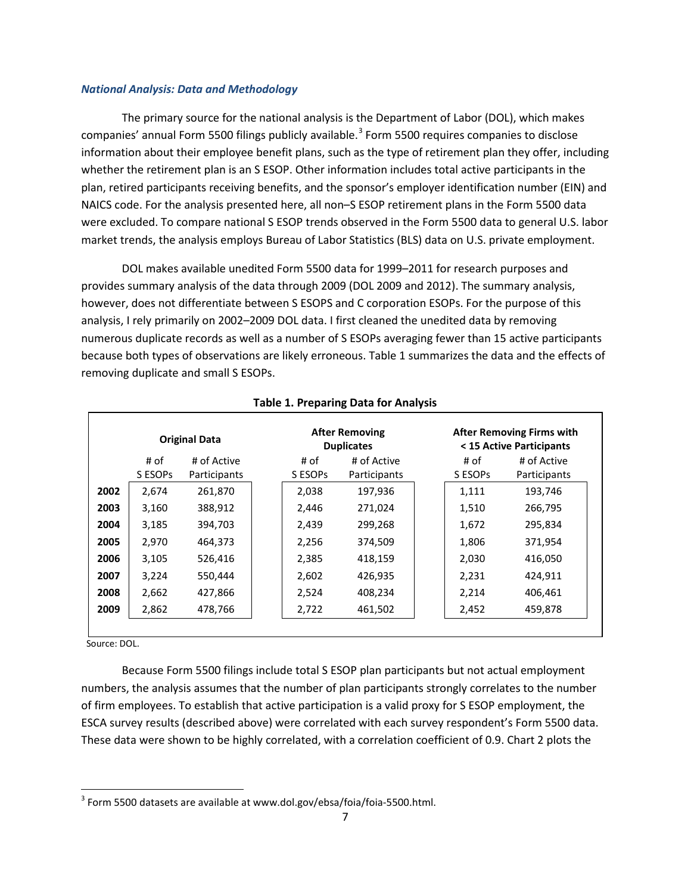***National Analysis: Data and Methodology***

The primary source for the national analysis is the Department of Labor (DOL), which makes companies' annual Form 5500 filings publicly available.[3] Form 5500 requires companies to disclose information about their employee benefit plans, such as the type of retirement plan they offer, including whether the retirement plan is an S ESOP. Other information includes total active participants in the plan, retired participants receiving benefits, and the sponsor's employer identification number (EIN) and NAICS code. For the analysis presented here, all non–S ESOP retirement plans in the Form 5500 data were excluded. To compare national S ESOP trends observed in the Form 5500 data to general U.S. labor market trends, the analysis employs Bureau of Labor Statistics (BLS) data on U.S. private employment.

DOL makes available unedited Form 5500 data for 1999–2011 for research purposes and provides summary analysis of the data through 2009 (DOL 2009 and 2012). The summary analysis, however, does not differentiate between S ESOPS and C corporation ESOPs. For the purpose of this analysis, I rely primarily on 2002–2009 DOL data. I first cleaned the unedited data by removing numerous duplicate records as well as a number of S ESOPs averaging fewer than 15 active participants because both types of observations are likely erroneous. Table 1 summarizes the data and the effects of removing duplicate and small S ESOPs.

**Table 1. Preparing Data for Analysis**

| | Original Data | | After Removing Duplicates | | After Removing Firms with < 15 Active Participants | |
|---|---|---|---|---|---|---|
| | # of S ESOPs | # of Active Participants | # of S ESOPs | # of Active Participants | # of S ESOPs | # of Active Participants |
| **2002** | 2,674 | 261,870 | 2,038 | 197,936 | 1,111 | 193,746 |
| **2003** | 3,160 | 388,912 | 2,446 | 271,024 | 1,510 | 266,795 |
| **2004** | 3,185 | 394,703 | 2,439 | 299,268 | 1,672 | 295,834 |
| **2005** | 2,970 | 464,373 | 2,256 | 374,509 | 1,806 | 371,954 |
| **2006** | 3,105 | 526,416 | 2,385 | 418,159 | 2,030 | 416,050 |
| **2007** | 3,224 | 550,444 | 2,602 | 426,935 | 2,231 | 424,911 |
| **2008** | 2,662 | 427,866 | 2,524 | 408,234 | 2,214 | 406,461 |
| **2009** | 2,862 | 478,766 | 2,722 | 461,502 | 2,452 | 459,878 |

Source: DOL.

Because Form 5500 filings include total S ESOP plan participants but not actual employment numbers, the analysis assumes that the number of plan participants strongly correlates to the number of firm employees. To establish that active participation is a valid proxy for S ESOP employment, the ESCA survey results (described above) were correlated with each survey respondent's Form 5500 data. These data were shown to be highly correlated, with a correlation coefficient of 0.9. Chart 2 plots the

[3] Form 5500 datasets are available at www.dol.gov/ebsa/foia/foia-5500.html.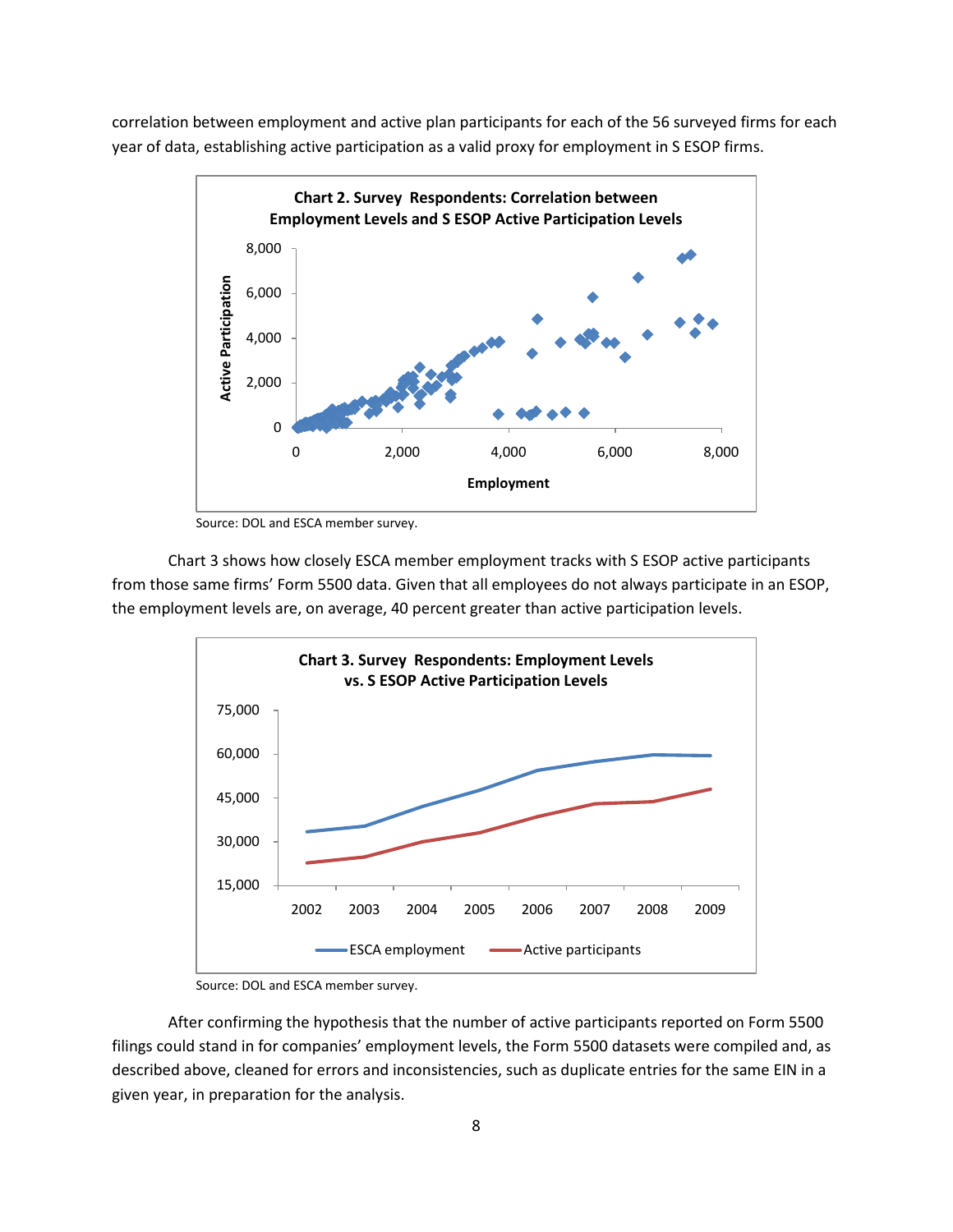correlation between employment and active plan participants for each of the 56 surveyed firms for each year of data, establishing active participation as a valid proxy for employment in S ESOP firms.

**Chart 2. Survey Respondents: Correlation between Employment Levels and S ESOP Active Participation Levels**

Source: DOL and ESCA member survey.

Chart 3 shows how closely ESCA member employment tracks with S ESOP active participants from those same firms' Form 5500 data. Given that all employees do not always participate in an ESOP, the employment levels are, on average, 40 percent greater than active participation levels.

**Chart 3. Survey Respondents: Employment Levels vs. S ESOP Active Participation Levels**

Source: DOL and ESCA member survey.

After confirming the hypothesis that the number of active participants reported on Form 5500 filings could stand in for companies' employment levels, the Form 5500 datasets were compiled and, as described above, cleaned for errors and inconsistencies, such as duplicate entries for the same EIN in a given year, in preparation for the analysis.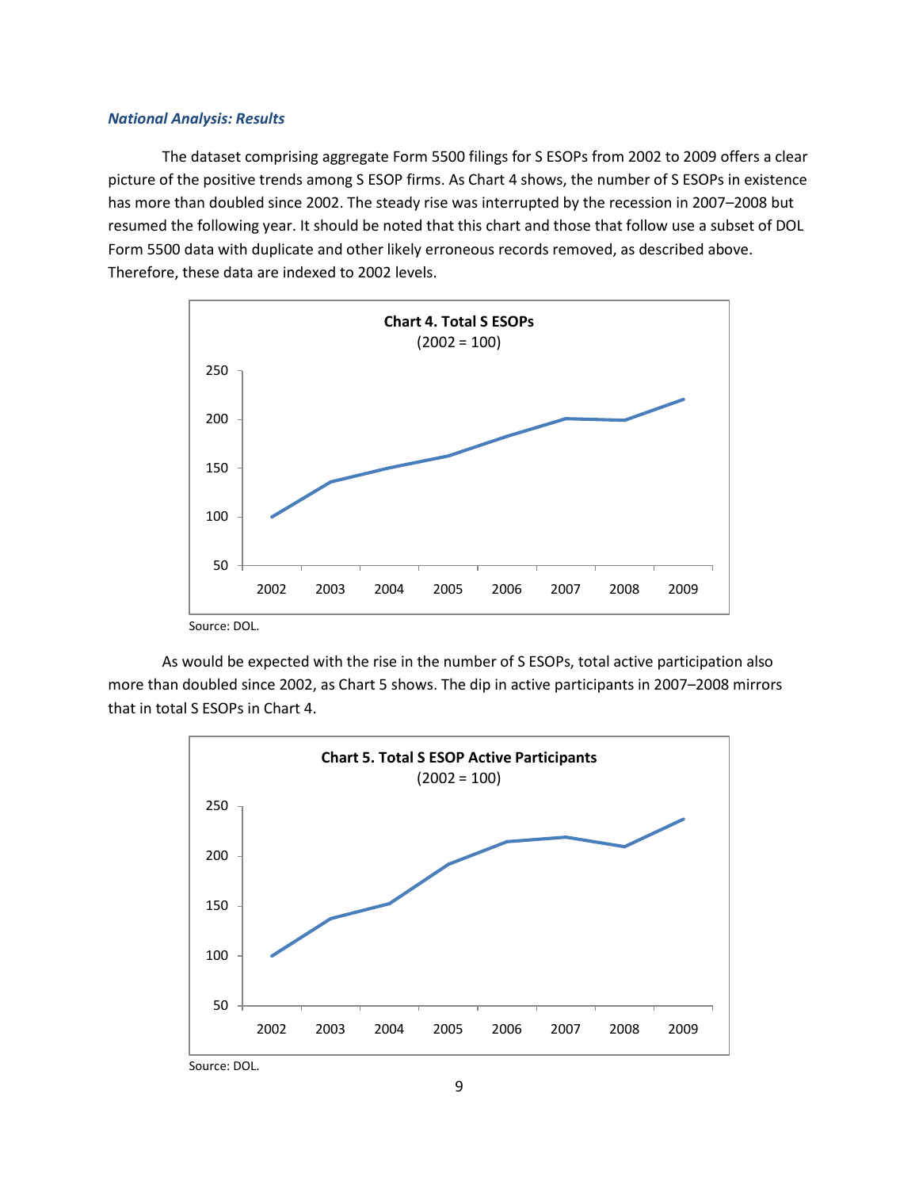*National Analysis: Results*

The dataset comprising aggregate Form 5500 filings for S ESOPs from 2002 to 2009 offers a clear picture of the positive trends among S ESOP firms. As Chart 4 shows, the number of S ESOPs in existence has more than doubled since 2002. The steady rise was interrupted by the recession in 2007–2008 but resumed the following year. It should be noted that this chart and those that follow use a subset of DOL Form 5500 data with duplicate and other likely erroneous records removed, as described above. Therefore, these data are indexed to 2002 levels.

**Chart 4. Total S ESOPs**
(2002 = 100)

Source: DOL.

As would be expected with the rise in the number of S ESOPs, total active participation also more than doubled since 2002, as Chart 5 shows. The dip in active participants in 2007–2008 mirrors that in total S ESOPs in Chart 4.

**Chart 5. Total S ESOP Active Participants**
(2002 = 100)

Source: DOL.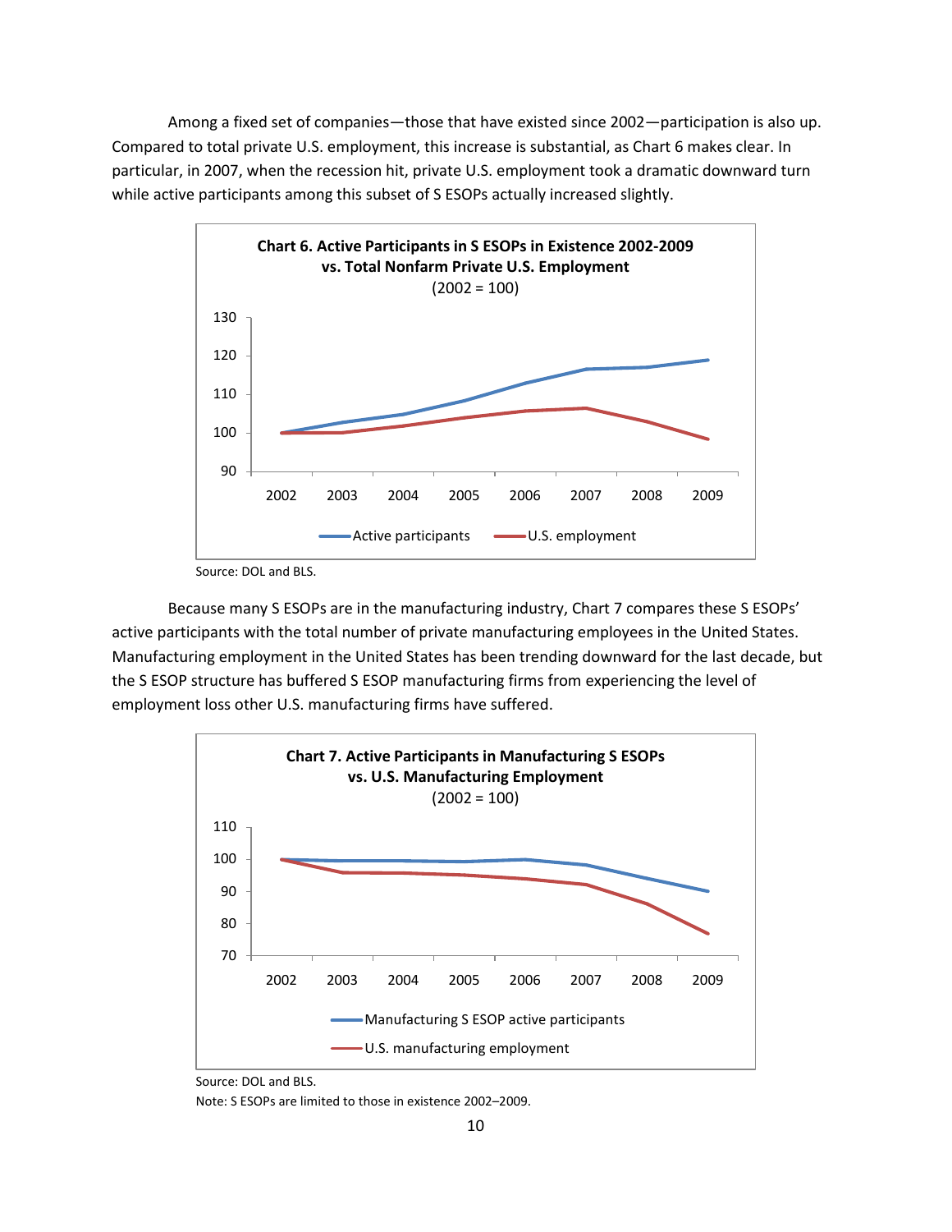Among a fixed set of companies—those that have existed since 2002—participation is also up. Compared to total private U.S. employment, this increase is substantial, as Chart 6 makes clear. In particular, in 2007, when the recession hit, private U.S. employment took a dramatic downward turn while active participants among this subset of S ESOPs actually increased slightly.

**Chart 6. Active Participants in S ESOPs in Existence 2002-2009 vs. Total Nonfarm Private U.S. Employment**
(2002 = 100)

Source: DOL and BLS.

Because many S ESOPs are in the manufacturing industry, Chart 7 compares these S ESOPs' active participants with the total number of private manufacturing employees in the United States. Manufacturing employment in the United States has been trending downward for the last decade, but the S ESOP structure has buffered S ESOP manufacturing firms from experiencing the level of employment loss other U.S. manufacturing firms have suffered.

**Chart 7. Active Participants in Manufacturing S ESOPs vs. U.S. Manufacturing Employment**
(2002 = 100)

Source: DOL and BLS.

Note: S ESOPs are limited to those in existence 2002–2009.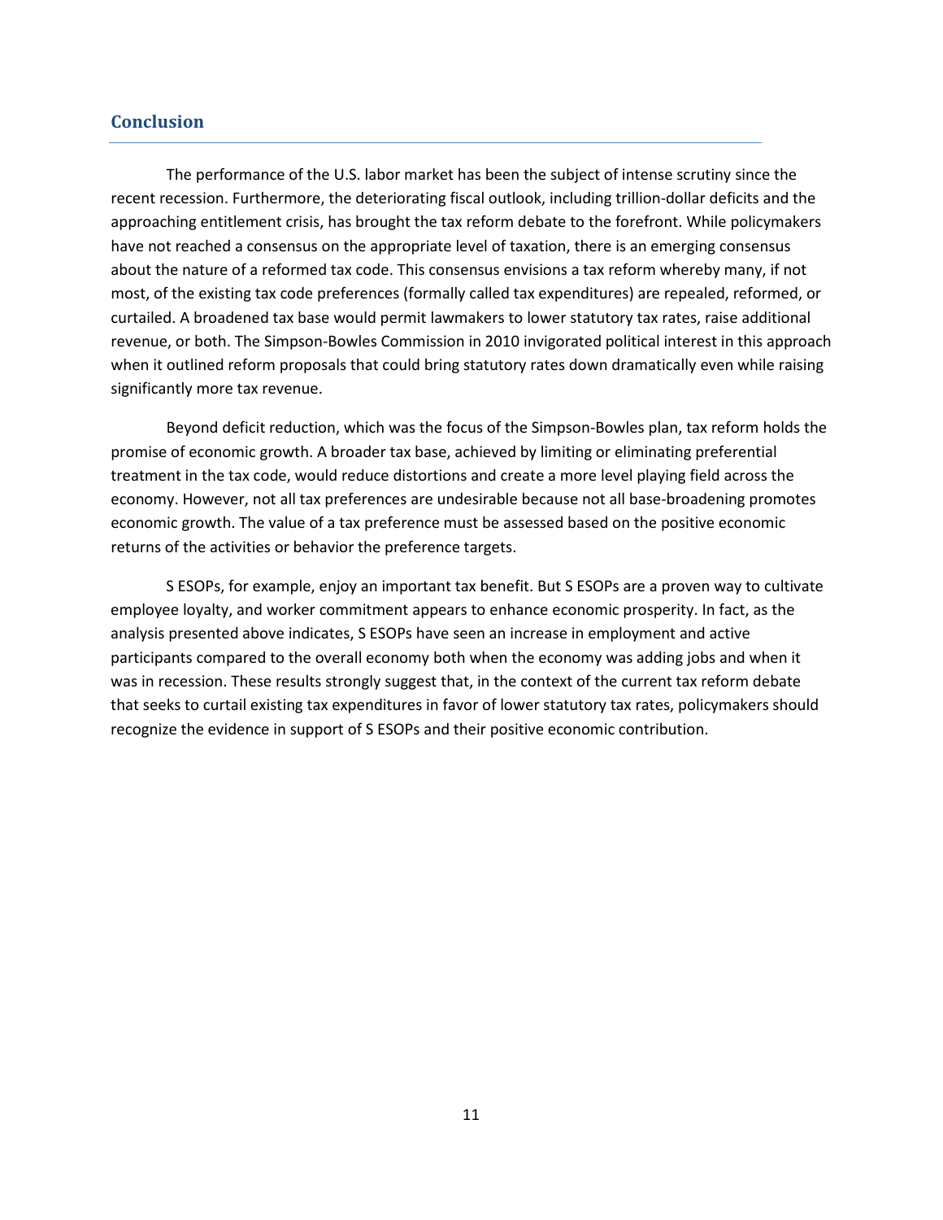## Conclusion

The performance of the U.S. labor market has been the subject of intense scrutiny since the recent recession. Furthermore, the deteriorating fiscal outlook, including trillion-dollar deficits and the approaching entitlement crisis, has brought the tax reform debate to the forefront. While policymakers have not reached a consensus on the appropriate level of taxation, there is an emerging consensus about the nature of a reformed tax code. This consensus envisions a tax reform whereby many, if not most, of the existing tax code preferences (formally called tax expenditures) are repealed, reformed, or curtailed. A broadened tax base would permit lawmakers to lower statutory tax rates, raise additional revenue, or both. The Simpson-Bowles Commission in 2010 invigorated political interest in this approach when it outlined reform proposals that could bring statutory rates down dramatically even while raising significantly more tax revenue.

Beyond deficit reduction, which was the focus of the Simpson-Bowles plan, tax reform holds the promise of economic growth. A broader tax base, achieved by limiting or eliminating preferential treatment in the tax code, would reduce distortions and create a more level playing field across the economy. However, not all tax preferences are undesirable because not all base-broadening promotes economic growth. The value of a tax preference must be assessed based on the positive economic returns of the activities or behavior the preference targets.

S ESOPs, for example, enjoy an important tax benefit. But S ESOPs are a proven way to cultivate employee loyalty, and worker commitment appears to enhance economic prosperity. In fact, as the analysis presented above indicates, S ESOPs have seen an increase in employment and active participants compared to the overall economy both when the economy was adding jobs and when it was in recession. These results strongly suggest that, in the context of the current tax reform debate that seeks to curtail existing tax expenditures in favor of lower statutory tax rates, policymakers should recognize the evidence in support of S ESOPs and their positive economic contribution.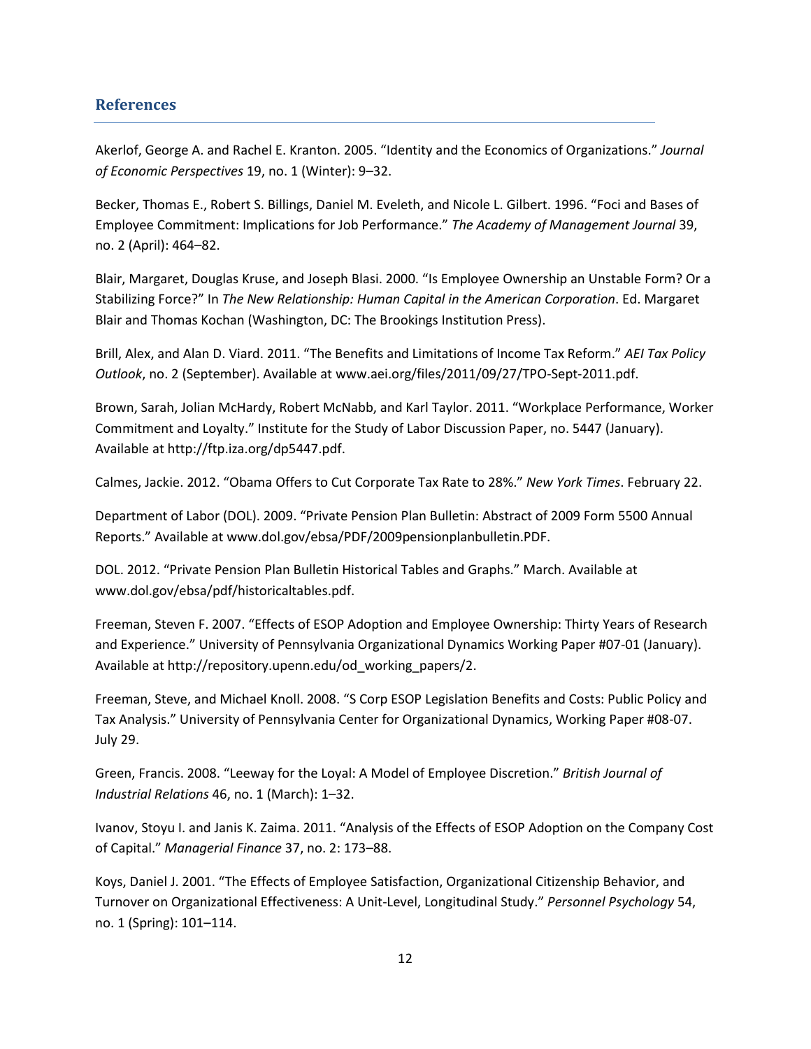## References

Akerlof, George A. and Rachel E. Kranton. 2005. "Identity and the Economics of Organizations." *Journal of Economic Perspectives* 19, no. 1 (Winter): 9–32.

Becker, Thomas E., Robert S. Billings, Daniel M. Eveleth, and Nicole L. Gilbert. 1996. "Foci and Bases of Employee Commitment: Implications for Job Performance." *The Academy of Management Journal* 39, no. 2 (April): 464–82.

Blair, Margaret, Douglas Kruse, and Joseph Blasi. 2000. "Is Employee Ownership an Unstable Form? Or a Stabilizing Force?" In *The New Relationship: Human Capital in the American Corporation*. Ed. Margaret Blair and Thomas Kochan (Washington, DC: The Brookings Institution Press).

Brill, Alex, and Alan D. Viard. 2011. "The Benefits and Limitations of Income Tax Reform." *AEI Tax Policy Outlook*, no. 2 (September). Available at www.aei.org/files/2011/09/27/TPO-Sept-2011.pdf.

Brown, Sarah, Jolian McHardy, Robert McNabb, and Karl Taylor. 2011. "Workplace Performance, Worker Commitment and Loyalty." Institute for the Study of Labor Discussion Paper, no. 5447 (January). Available at http://ftp.iza.org/dp5447.pdf.

Calmes, Jackie. 2012. "Obama Offers to Cut Corporate Tax Rate to 28%." *New York Times*. February 22.

Department of Labor (DOL). 2009. "Private Pension Plan Bulletin: Abstract of 2009 Form 5500 Annual Reports." Available at www.dol.gov/ebsa/PDF/2009pensionplanbulletin.PDF.

DOL. 2012. "Private Pension Plan Bulletin Historical Tables and Graphs." March. Available at www.dol.gov/ebsa/pdf/historicaltables.pdf.

Freeman, Steven F. 2007. "Effects of ESOP Adoption and Employee Ownership: Thirty Years of Research and Experience." University of Pennsylvania Organizational Dynamics Working Paper #07-01 (January). Available at http://repository.upenn.edu/od_working_papers/2.

Freeman, Steve, and Michael Knoll. 2008. "S Corp ESOP Legislation Benefits and Costs: Public Policy and Tax Analysis." University of Pennsylvania Center for Organizational Dynamics, Working Paper #08-07. July 29.

Green, Francis. 2008. "Leeway for the Loyal: A Model of Employee Discretion." *British Journal of Industrial Relations* 46, no. 1 (March): 1–32.

Ivanov, Stoyu I. and Janis K. Zaima. 2011. "Analysis of the Effects of ESOP Adoption on the Company Cost of Capital." *Managerial Finance* 37, no. 2: 173–88.

Koys, Daniel J. 2001. "The Effects of Employee Satisfaction, Organizational Citizenship Behavior, and Turnover on Organizational Effectiveness: A Unit-Level, Longitudinal Study." *Personnel Psychology* 54, no. 1 (Spring): 101–114.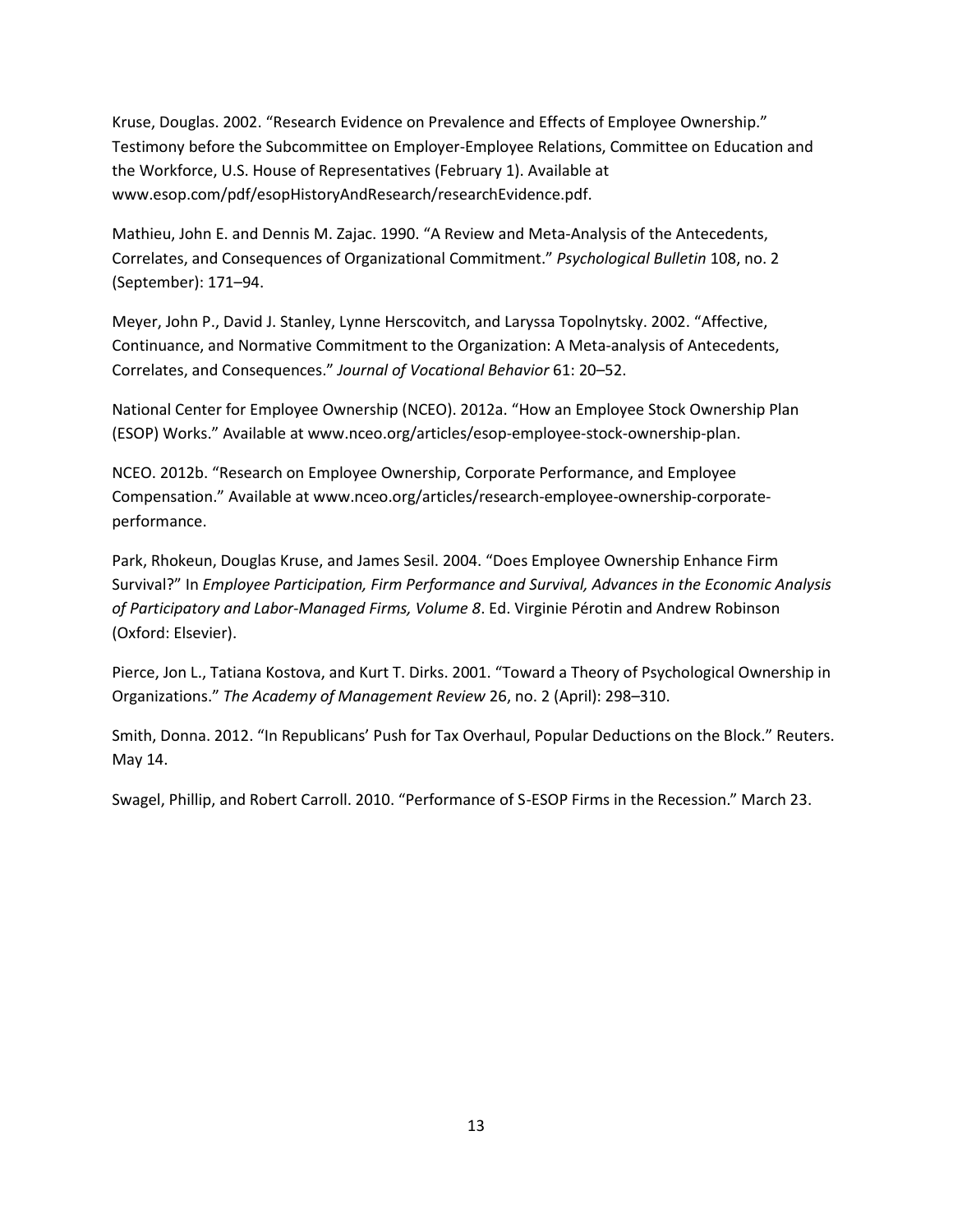Kruse, Douglas. 2002. "Research Evidence on Prevalence and Effects of Employee Ownership." Testimony before the Subcommittee on Employer-Employee Relations, Committee on Education and the Workforce, U.S. House of Representatives (February 1). Available at www.esop.com/pdf/esopHistoryAndResearch/researchEvidence.pdf.

Mathieu, John E. and Dennis M. Zajac. 1990. "A Review and Meta-Analysis of the Antecedents, Correlates, and Consequences of Organizational Commitment." *Psychological Bulletin* 108, no. 2 (September): 171–94.

Meyer, John P., David J. Stanley, Lynne Herscovitch, and Laryssa Topolnytsky. 2002. "Affective, Continuance, and Normative Commitment to the Organization: A Meta-analysis of Antecedents, Correlates, and Consequences." *Journal of Vocational Behavior* 61: 20–52.

National Center for Employee Ownership (NCEO). 2012a. "How an Employee Stock Ownership Plan (ESOP) Works." Available at www.nceo.org/articles/esop-employee-stock-ownership-plan.

NCEO. 2012b. "Research on Employee Ownership, Corporate Performance, and Employee Compensation." Available at www.nceo.org/articles/research-employee-ownership-corporate-performance.

Park, Rhokeun, Douglas Kruse, and James Sesil. 2004. "Does Employee Ownership Enhance Firm Survival?" In *Employee Participation, Firm Performance and Survival, Advances in the Economic Analysis of Participatory and Labor-Managed Firms, Volume 8*. Ed. Virginie Pérotin and Andrew Robinson (Oxford: Elsevier).

Pierce, Jon L., Tatiana Kostova, and Kurt T. Dirks. 2001. "Toward a Theory of Psychological Ownership in Organizations." *The Academy of Management Review* 26, no. 2 (April): 298–310.

Smith, Donna. 2012. "In Republicans' Push for Tax Overhaul, Popular Deductions on the Block." Reuters. May 14.

Swagel, Phillip, and Robert Carroll. 2010. "Performance of S-ESOP Firms in the Recession." March 23.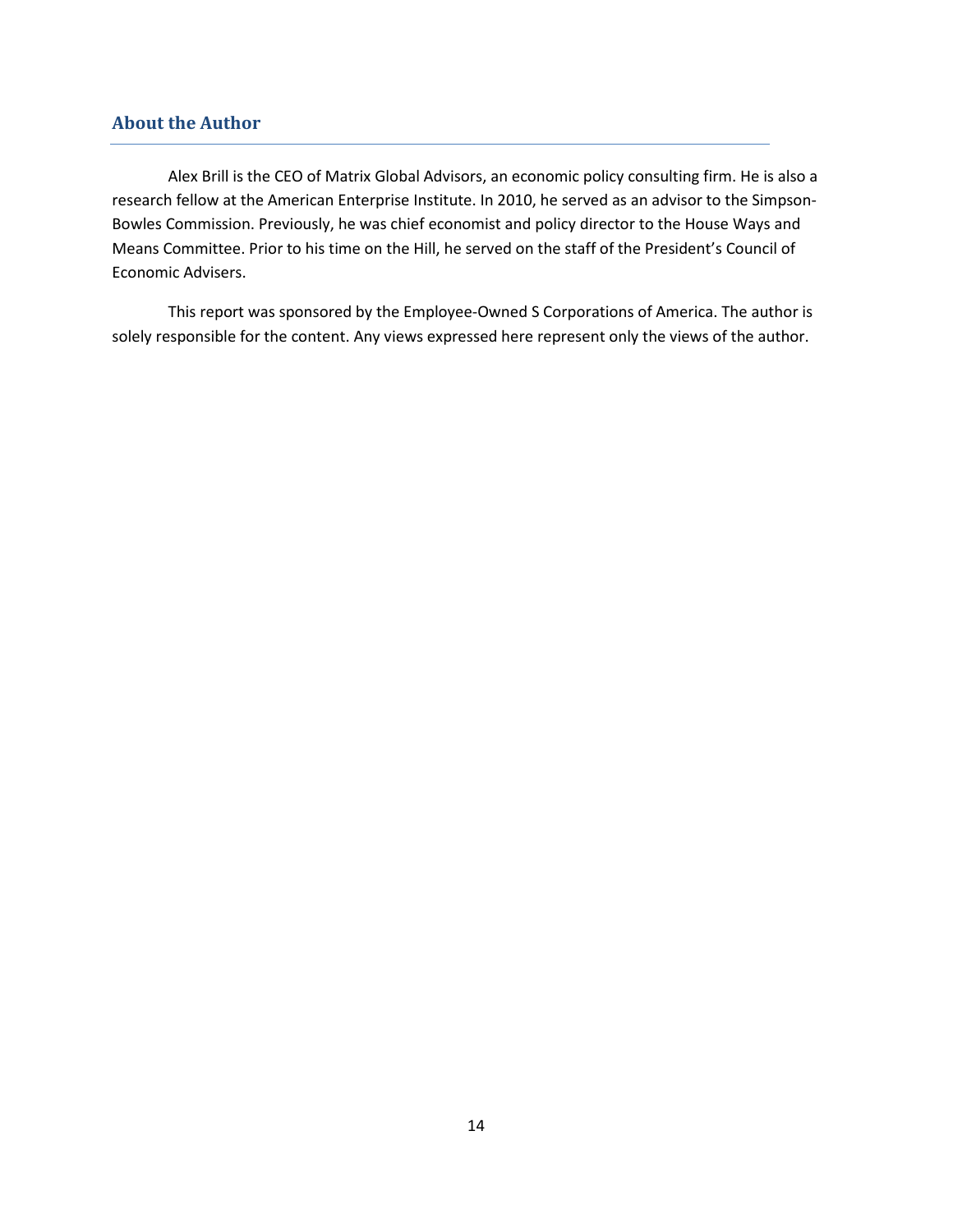## About the Author

Alex Brill is the CEO of Matrix Global Advisors, an economic policy consulting firm. He is also a research fellow at the American Enterprise Institute. In 2010, he served as an advisor to the Simpson-Bowles Commission. Previously, he was chief economist and policy director to the House Ways and Means Committee. Prior to his time on the Hill, he served on the staff of the President's Council of Economic Advisers.

This report was sponsored by the Employee-Owned S Corporations of America. The author is solely responsible for the content. Any views expressed here represent only the views of the author.